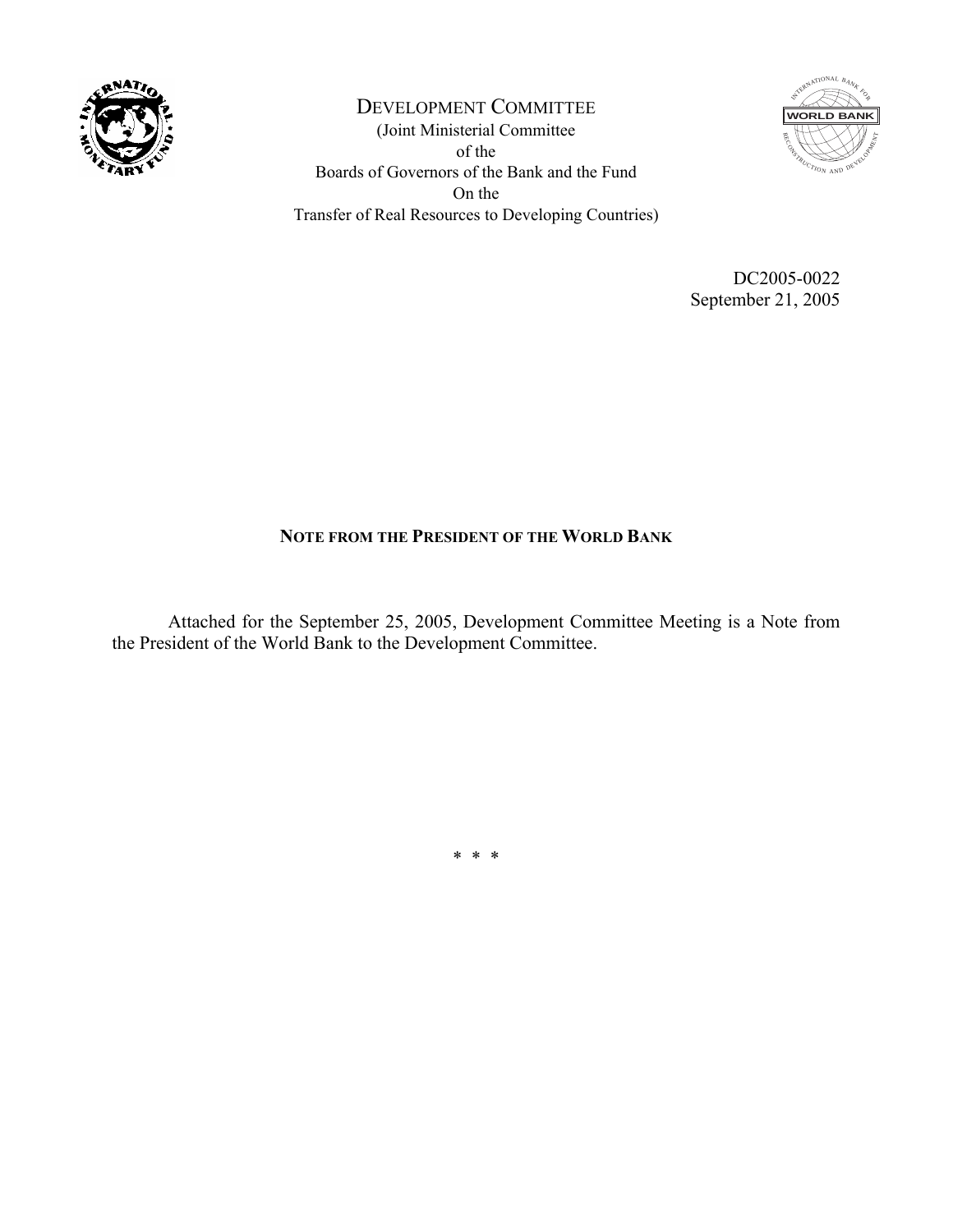DEVELOPMENT COMMITTEE
(Joint Ministerial Committee
of the
Boards of Governors of the Bank and the Fund
On the
Transfer of Real Resources to Developing Countries)

DC2005-0022
September 21, 2005

## NOTE FROM THE PRESIDENT OF THE WORLD BANK

Attached for the September 25, 2005, Development Committee Meeting is a Note from the President of the World Bank to the Development Committee.

\* \* \*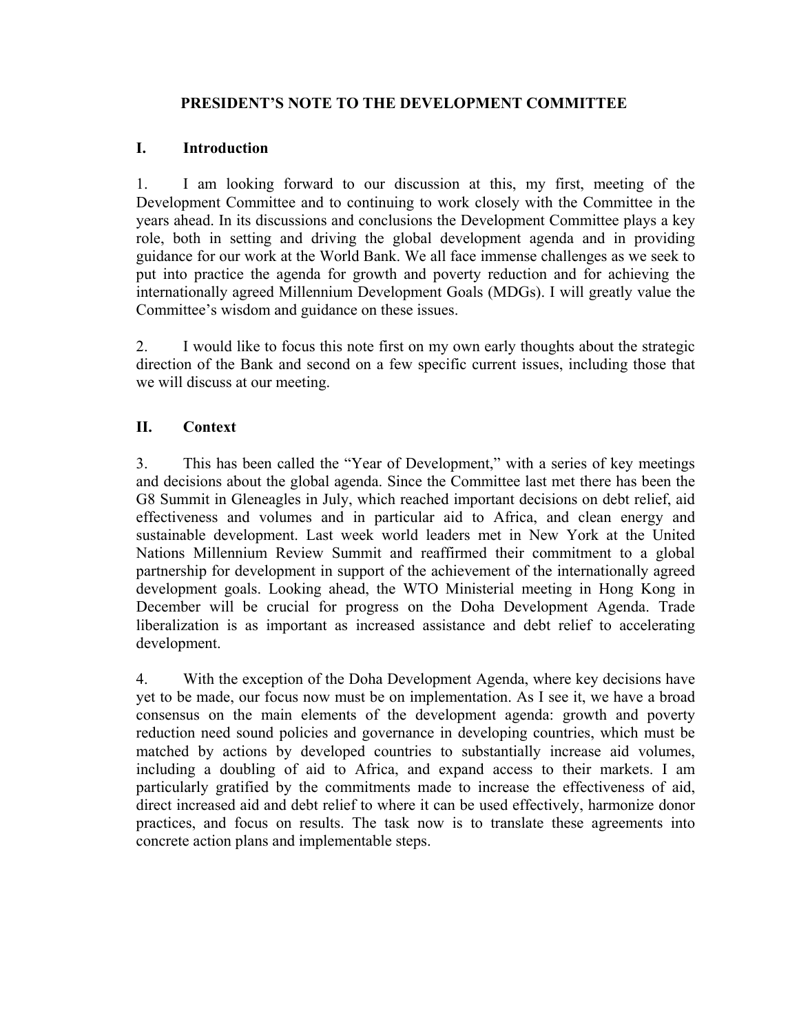# PRESIDENT'S NOTE TO THE DEVELOPMENT COMMITTEE

## I. Introduction

1. I am looking forward to our discussion at this, my first, meeting of the Development Committee and to continuing to work closely with the Committee in the years ahead. In its discussions and conclusions the Development Committee plays a key role, both in setting and driving the global development agenda and in providing guidance for our work at the World Bank. We all face immense challenges as we seek to put into practice the agenda for growth and poverty reduction and for achieving the internationally agreed Millennium Development Goals (MDGs). I will greatly value the Committee's wisdom and guidance on these issues.

2. I would like to focus this note first on my own early thoughts about the strategic direction of the Bank and second on a few specific current issues, including those that we will discuss at our meeting.

## II. Context

3. This has been called the "Year of Development," with a series of key meetings and decisions about the global agenda. Since the Committee last met there has been the G8 Summit in Gleneagles in July, which reached important decisions on debt relief, aid effectiveness and volumes and in particular aid to Africa, and clean energy and sustainable development. Last week world leaders met in New York at the United Nations Millennium Review Summit and reaffirmed their commitment to a global partnership for development in support of the achievement of the internationally agreed development goals. Looking ahead, the WTO Ministerial meeting in Hong Kong in December will be crucial for progress on the Doha Development Agenda. Trade liberalization is as important as increased assistance and debt relief to accelerating development.

4. With the exception of the Doha Development Agenda, where key decisions have yet to be made, our focus now must be on implementation. As I see it, we have a broad consensus on the main elements of the development agenda: growth and poverty reduction need sound policies and governance in developing countries, which must be matched by actions by developed countries to substantially increase aid volumes, including a doubling of aid to Africa, and expand access to their markets. I am particularly gratified by the commitments made to increase the effectiveness of aid, direct increased aid and debt relief to where it can be used effectively, harmonize donor practices, and focus on results. The task now is to translate these agreements into concrete action plans and implementable steps.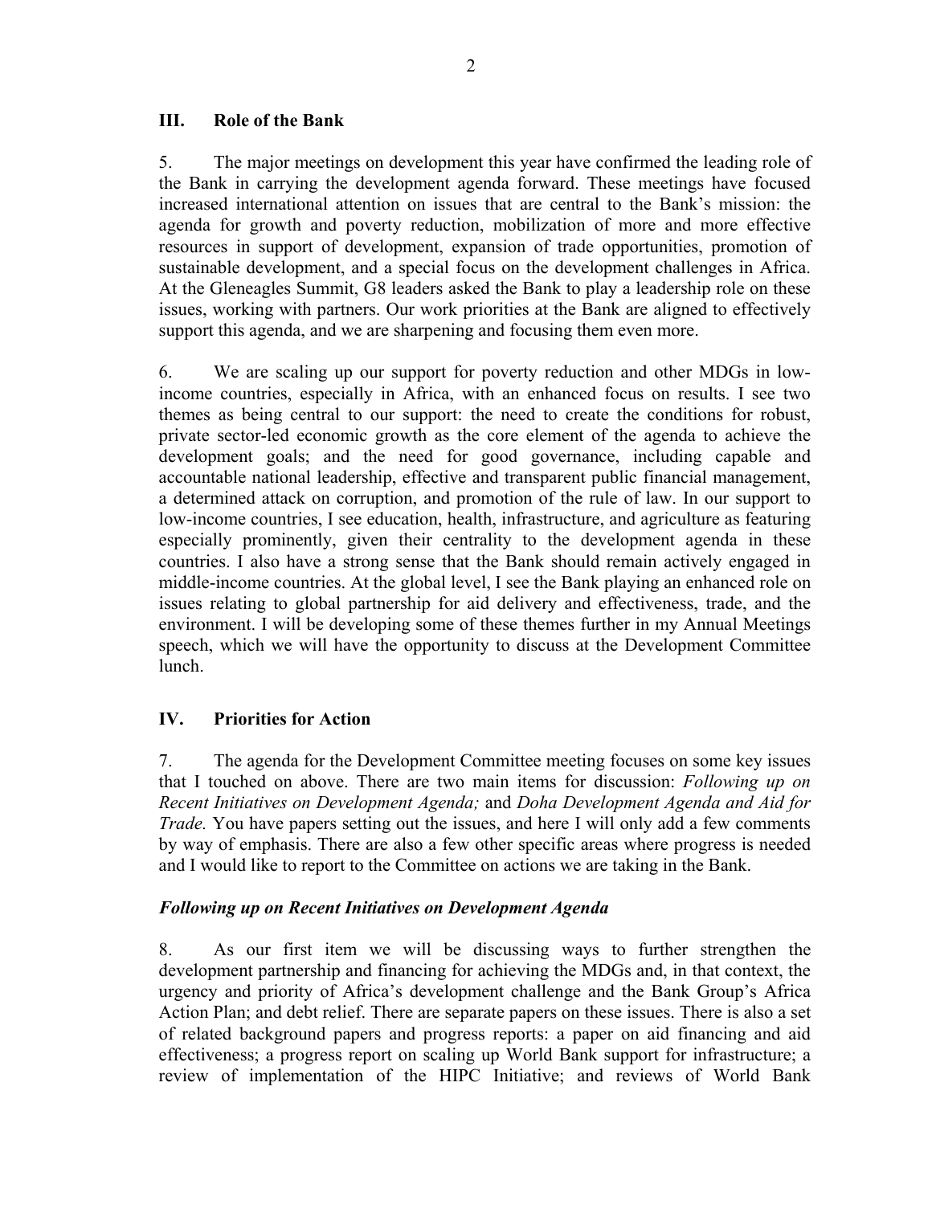## III. Role of the Bank

5. The major meetings on development this year have confirmed the leading role of the Bank in carrying the development agenda forward. These meetings have focused increased international attention on issues that are central to the Bank's mission: the agenda for growth and poverty reduction, mobilization of more and more effective resources in support of development, expansion of trade opportunities, promotion of sustainable development, and a special focus on the development challenges in Africa. At the Gleneagles Summit, G8 leaders asked the Bank to play a leadership role on these issues, working with partners. Our work priorities at the Bank are aligned to effectively support this agenda, and we are sharpening and focusing them even more.

6. We are scaling up our support for poverty reduction and other MDGs in low-income countries, especially in Africa, with an enhanced focus on results. I see two themes as being central to our support: the need to create the conditions for robust, private sector-led economic growth as the core element of the agenda to achieve the development goals; and the need for good governance, including capable and accountable national leadership, effective and transparent public financial management, a determined attack on corruption, and promotion of the rule of law. In our support to low-income countries, I see education, health, infrastructure, and agriculture as featuring especially prominently, given their centrality to the development agenda in these countries. I also have a strong sense that the Bank should remain actively engaged in middle-income countries. At the global level, I see the Bank playing an enhanced role on issues relating to global partnership for aid delivery and effectiveness, trade, and the environment. I will be developing some of these themes further in my Annual Meetings speech, which we will have the opportunity to discuss at the Development Committee lunch.

## IV. Priorities for Action

7. The agenda for the Development Committee meeting focuses on some key issues that I touched on above. There are two main items for discussion: *Following up on Recent Initiatives on Development Agenda;* and *Doha Development Agenda and Aid for Trade.* You have papers setting out the issues, and here I will only add a few comments by way of emphasis. There are also a few other specific areas where progress is needed and I would like to report to the Committee on actions we are taking in the Bank.

### *Following up on Recent Initiatives on Development Agenda*

8. As our first item we will be discussing ways to further strengthen the development partnership and financing for achieving the MDGs and, in that context, the urgency and priority of Africa's development challenge and the Bank Group's Africa Action Plan; and debt relief. There are separate papers on these issues. There is also a set of related background papers and progress reports: a paper on aid financing and aid effectiveness; a progress report on scaling up World Bank support for infrastructure; a review of implementation of the HIPC Initiative; and reviews of World Bank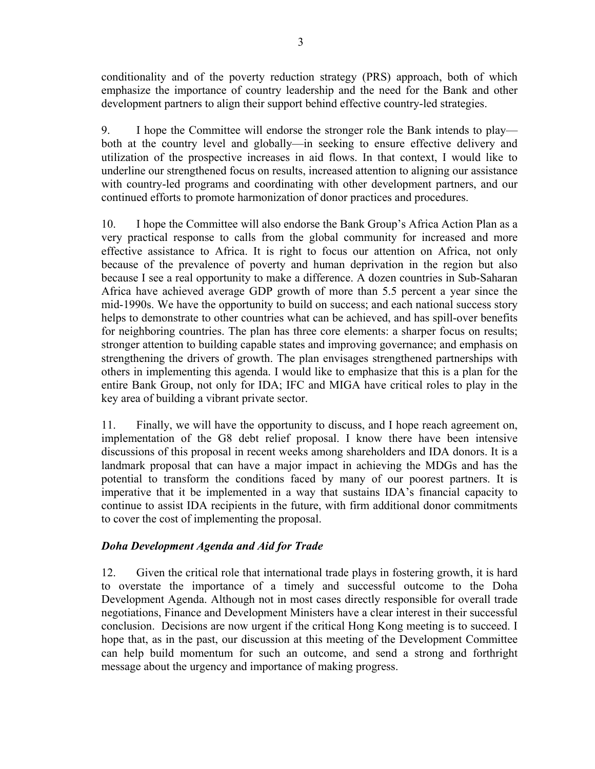conditionality and of the poverty reduction strategy (PRS) approach, both of which emphasize the importance of country leadership and the need for the Bank and other development partners to align their support behind effective country-led strategies.

9. I hope the Committee will endorse the stronger role the Bank intends to play—both at the country level and globally—in seeking to ensure effective delivery and utilization of the prospective increases in aid flows. In that context, I would like to underline our strengthened focus on results, increased attention to aligning our assistance with country-led programs and coordinating with other development partners, and our continued efforts to promote harmonization of donor practices and procedures.

10. I hope the Committee will also endorse the Bank Group's Africa Action Plan as a very practical response to calls from the global community for increased and more effective assistance to Africa. It is right to focus our attention on Africa, not only because of the prevalence of poverty and human deprivation in the region but also because I see a real opportunity to make a difference. A dozen countries in Sub-Saharan Africa have achieved average GDP growth of more than 5.5 percent a year since the mid-1990s. We have the opportunity to build on success; and each national success story helps to demonstrate to other countries what can be achieved, and has spill-over benefits for neighboring countries. The plan has three core elements: a sharper focus on results; stronger attention to building capable states and improving governance; and emphasis on strengthening the drivers of growth. The plan envisages strengthened partnerships with others in implementing this agenda. I would like to emphasize that this is a plan for the entire Bank Group, not only for IDA; IFC and MIGA have critical roles to play in the key area of building a vibrant private sector.

11. Finally, we will have the opportunity to discuss, and I hope reach agreement on, implementation of the G8 debt relief proposal. I know there have been intensive discussions of this proposal in recent weeks among shareholders and IDA donors. It is a landmark proposal that can have a major impact in achieving the MDGs and has the potential to transform the conditions faced by many of our poorest partners. It is imperative that it be implemented in a way that sustains IDA's financial capacity to continue to assist IDA recipients in the future, with firm additional donor commitments to cover the cost of implementing the proposal.

### *Doha Development Agenda and Aid for Trade*

12. Given the critical role that international trade plays in fostering growth, it is hard to overstate the importance of a timely and successful outcome to the Doha Development Agenda. Although not in most cases directly responsible for overall trade negotiations, Finance and Development Ministers have a clear interest in their successful conclusion. Decisions are now urgent if the critical Hong Kong meeting is to succeed. I hope that, as in the past, our discussion at this meeting of the Development Committee can help build momentum for such an outcome, and send a strong and forthright message about the urgency and importance of making progress.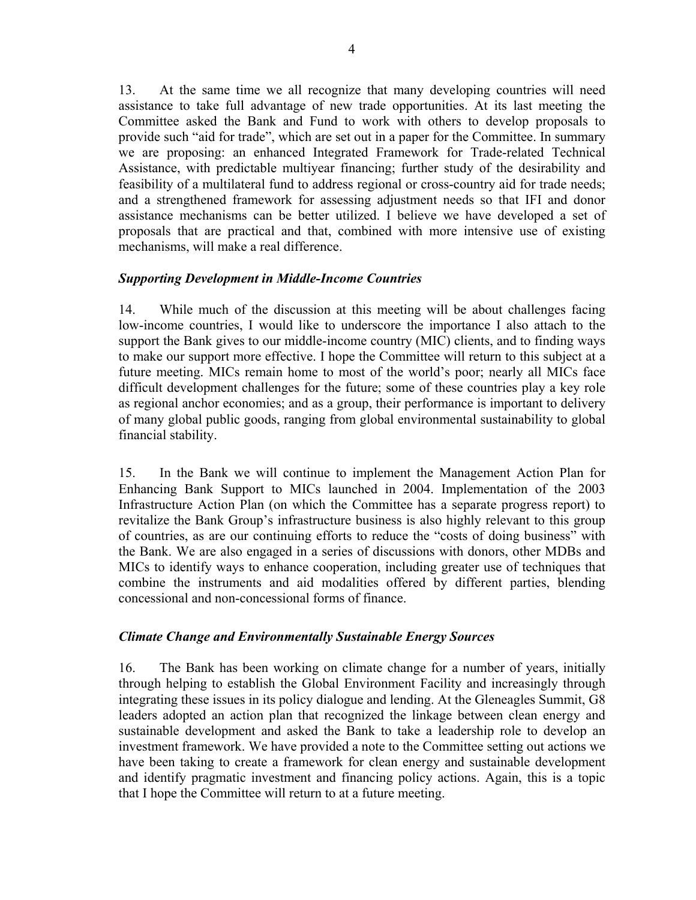13. At the same time we all recognize that many developing countries will need assistance to take full advantage of new trade opportunities. At its last meeting the Committee asked the Bank and Fund to work with others to develop proposals to provide such "aid for trade", which are set out in a paper for the Committee. In summary we are proposing: an enhanced Integrated Framework for Trade-related Technical Assistance, with predictable multiyear financing; further study of the desirability and feasibility of a multilateral fund to address regional or cross-country aid for trade needs; and a strengthened framework for assessing adjustment needs so that IFI and donor assistance mechanisms can be better utilized. I believe we have developed a set of proposals that are practical and that, combined with more intensive use of existing mechanisms, will make a real difference.

### *Supporting Development in Middle-Income Countries*

14. While much of the discussion at this meeting will be about challenges facing low-income countries, I would like to underscore the importance I also attach to the support the Bank gives to our middle-income country (MIC) clients, and to finding ways to make our support more effective. I hope the Committee will return to this subject at a future meeting. MICs remain home to most of the world's poor; nearly all MICs face difficult development challenges for the future; some of these countries play a key role as regional anchor economies; and as a group, their performance is important to delivery of many global public goods, ranging from global environmental sustainability to global financial stability.

15. In the Bank we will continue to implement the Management Action Plan for Enhancing Bank Support to MICs launched in 2004. Implementation of the 2003 Infrastructure Action Plan (on which the Committee has a separate progress report) to revitalize the Bank Group's infrastructure business is also highly relevant to this group of countries, as are our continuing efforts to reduce the "costs of doing business" with the Bank. We are also engaged in a series of discussions with donors, other MDBs and MICs to identify ways to enhance cooperation, including greater use of techniques that combine the instruments and aid modalities offered by different parties, blending concessional and non-concessional forms of finance.

### *Climate Change and Environmentally Sustainable Energy Sources*

16. The Bank has been working on climate change for a number of years, initially through helping to establish the Global Environment Facility and increasingly through integrating these issues in its policy dialogue and lending. At the Gleneagles Summit, G8 leaders adopted an action plan that recognized the linkage between clean energy and sustainable development and asked the Bank to take a leadership role to develop an investment framework. We have provided a note to the Committee setting out actions we have been taking to create a framework for clean energy and sustainable development and identify pragmatic investment and financing policy actions. Again, this is a topic that I hope the Committee will return to at a future meeting.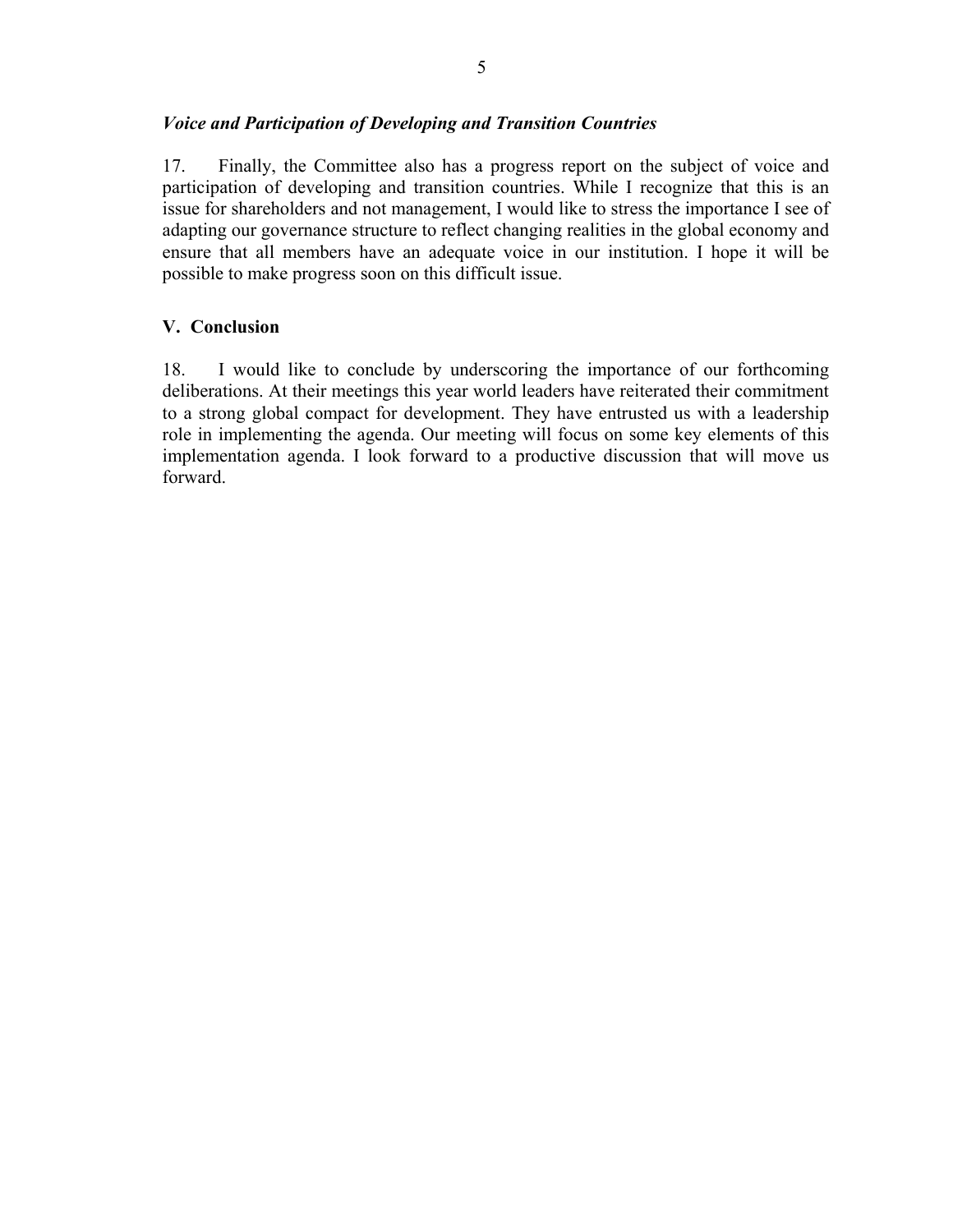***Voice and Participation of Developing and Transition Countries***

17. Finally, the Committee also has a progress report on the subject of voice and participation of developing and transition countries. While I recognize that this is an issue for shareholders and not management, I would like to stress the importance I see of adapting our governance structure to reflect changing realities in the global economy and ensure that all members have an adequate voice in our institution. I hope it will be possible to make progress soon on this difficult issue.

## V. Conclusion

18. I would like to conclude by underscoring the importance of our forthcoming deliberations. At their meetings this year world leaders have reiterated their commitment to a strong global compact for development. They have entrusted us with a leadership role in implementing the agenda. Our meeting will focus on some key elements of this implementation agenda. I look forward to a productive discussion that will move us forward.